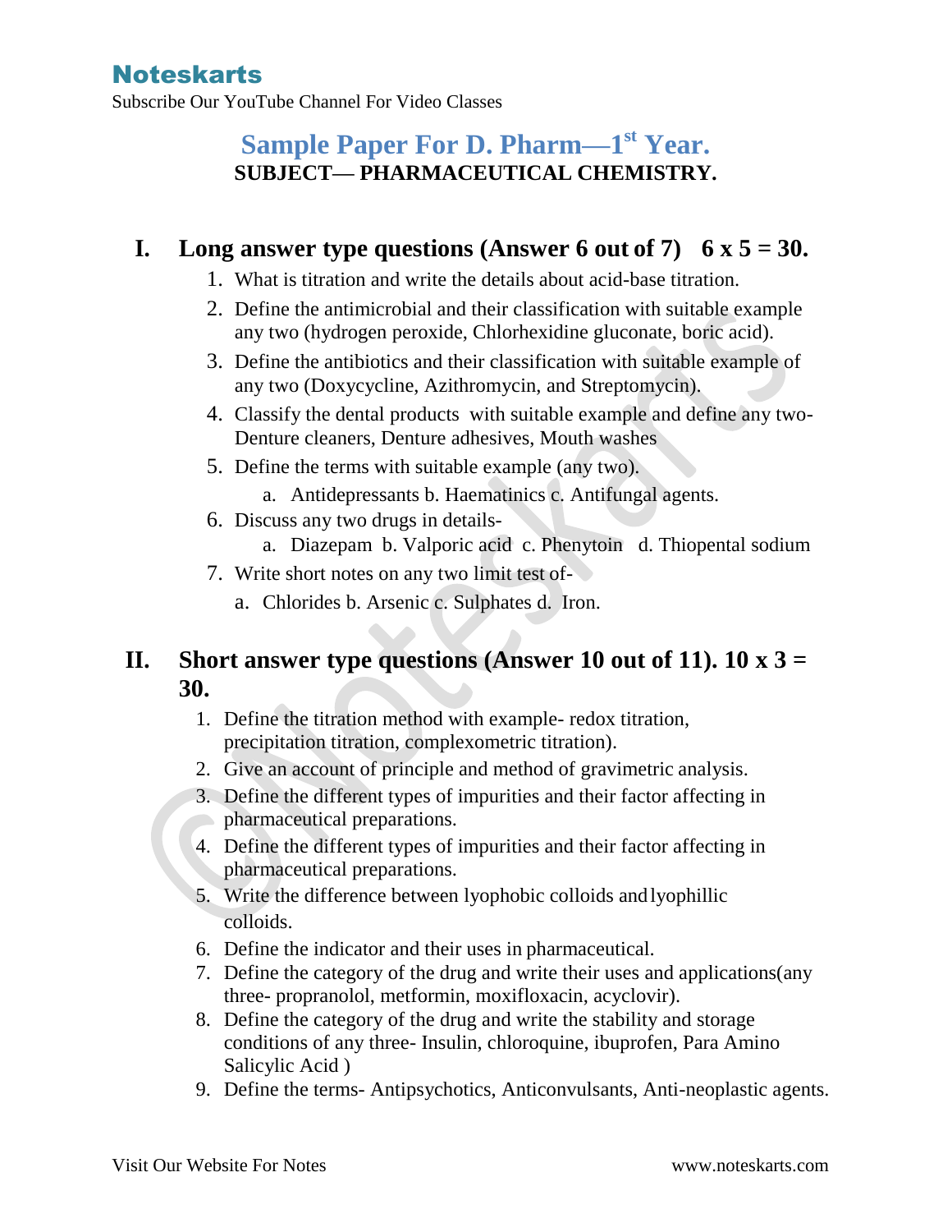# Sample Paper For D. Pharm—1st Year.

**SUBJECT— PHARMACEUTICAL CHEMISTRY.**

## I. Long answer type questions (Answer 6 out of 7) 6 x 5 = 30.

1. What is titration and write the details about acid-base titration.
2. Define the antimicrobial and their classification with suitable example any two (hydrogen peroxide, Chlorhexidine gluconate, boric acid).
3. Define the antibiotics and their classification with suitable example of any two (Doxycycline, Azithromycin, and Streptomycin).
4. Classify the dental products with suitable example and define any two- Denture cleaners, Denture adhesives, Mouth washes
5. Define the terms with suitable example (any two).
   a. Antidepressants b. Haematinics c. Antifungal agents.
6. Discuss any two drugs in details-
   a. Diazepam b. Valporic acid c. Phenytoin d. Thiopental sodium
7. Write short notes on any two limit test of-
   a. Chlorides b. Arsenic c. Sulphates d. Iron.

## II. Short answer type questions (Answer 10 out of 11). 10 x 3 = 30.

1. Define the titration method with example- redox titration, precipitation titration, complexometric titration).
2. Give an account of principle and method of gravimetric analysis.
3. Define the different types of impurities and their factor affecting in pharmaceutical preparations.
4. Define the different types of impurities and their factor affecting in pharmaceutical preparations.
5. Write the difference between lyophobic colloids and lyophillic colloids.
6. Define the indicator and their uses in pharmaceutical.
7. Define the category of the drug and write their uses and applications(any three- propranolol, metformin, moxifloxacin, acyclovir).
8. Define the category of the drug and write the stability and storage conditions of any three- Insulin, chloroquine, ibuprofen, Para Amino Salicylic Acid )
9. Define the terms- Antipsychotics, Anticonvulsants, Anti-neoplastic agents.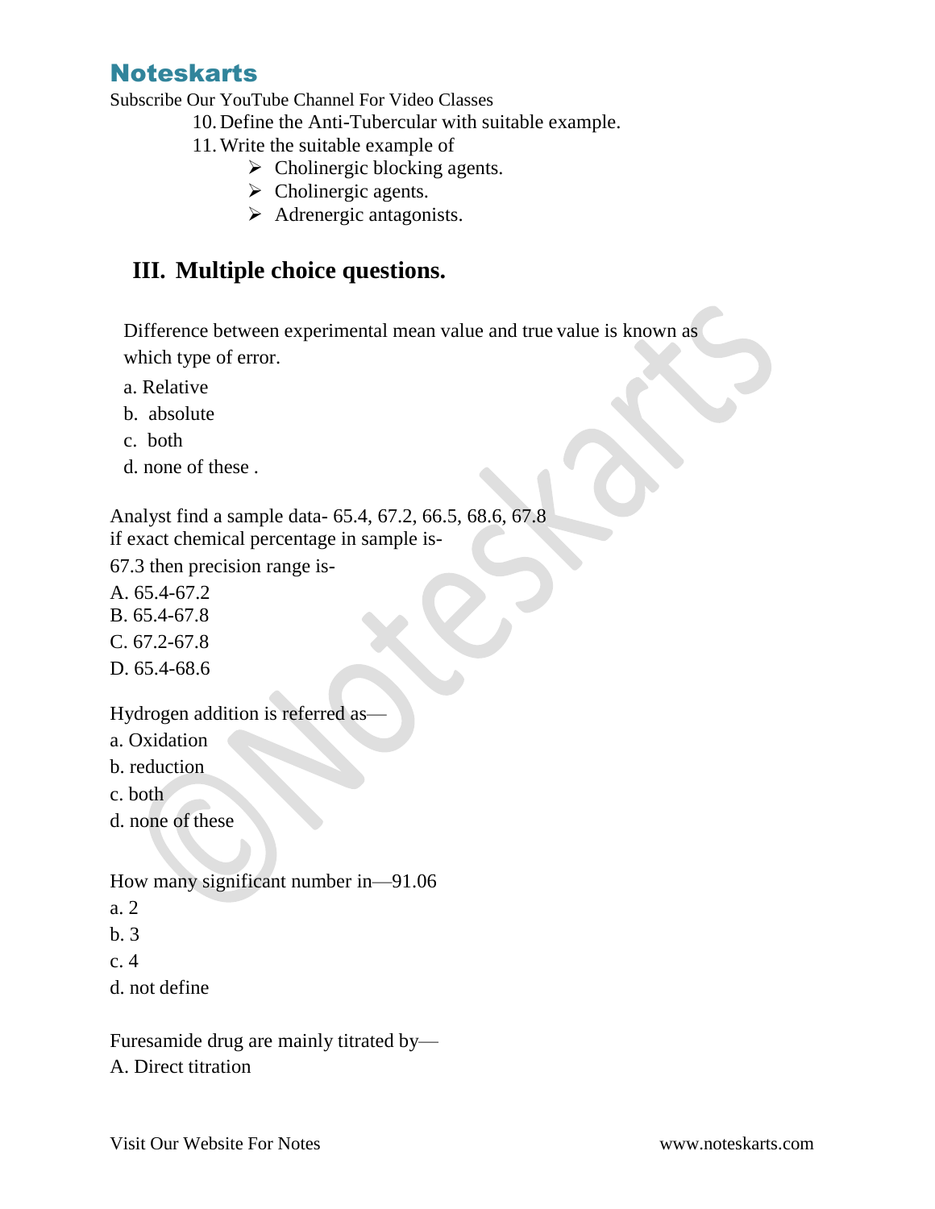10. Define the Anti-Tubercular with suitable example.
11. Write the suitable example of
    - Cholinergic blocking agents.
    - Cholinergic agents.
    - Adrenergic antagonists.

## III. Multiple choice questions.

Difference between experimental mean value and true value is known as which type of error.

a. Relative

b. absolute

c. both

d. none of these .

Analyst find a sample data- 65.4, 67.2, 66.5, 68.6, 67.8 if exact chemical percentage in sample is-

67.3 then precision range is-

A. 65.4-67.2

B. 65.4-67.8

C. 67.2-67.8

D. 65.4-68.6

Hydrogen addition is referred as—

a. Oxidation

b. reduction

c. both

d. none of these

How many significant number in—91.06

a. 2

b. 3

c. 4

d. not define

Furesamide drug are mainly titrated by—

A. Direct titration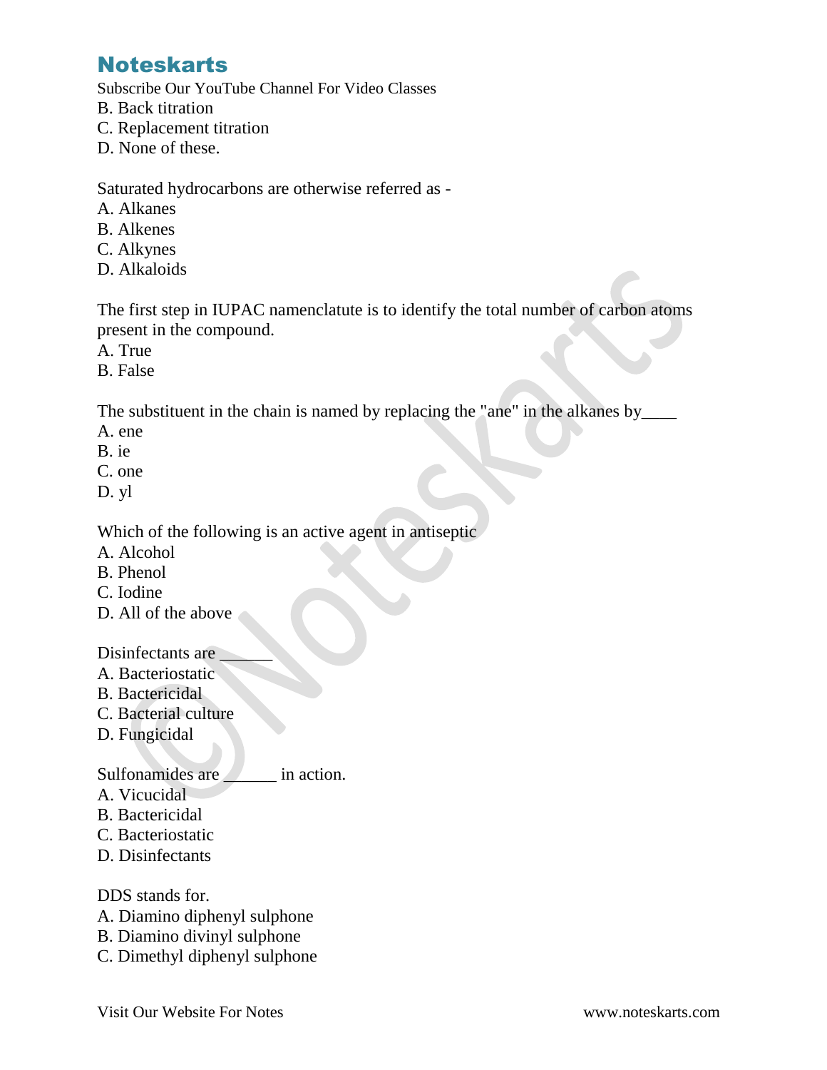B. Back titration
C. Replacement titration
D. None of these.

Saturated hydrocarbons are otherwise referred as -
A. Alkanes
B. Alkenes
C. Alkynes
D. Alkaloids

The first step in IUPAC namenclatute is to identify the total number of carbon atoms present in the compound.
A. True
B. False

The substituent in the chain is named by replacing the "ane" in the alkanes by____
A. ene
B. ie
C. one
D. yl

Which of the following is an active agent in antiseptic
A. Alcohol
B. Phenol
C. Iodine
D. All of the above

Disinfectants are ______
A. Bacteriostatic
B. Bactericidal
C. Bacterial culture
D. Fungicidal

Sulfonamides are ______ in action.
A. Vicucidal
B. Bactericidal
C. Bacteriostatic
D. Disinfectants

DDS stands for.
A. Diamino diphenyl sulphone
B. Diamino divinyl sulphone
C. Dimethyl diphenyl sulphone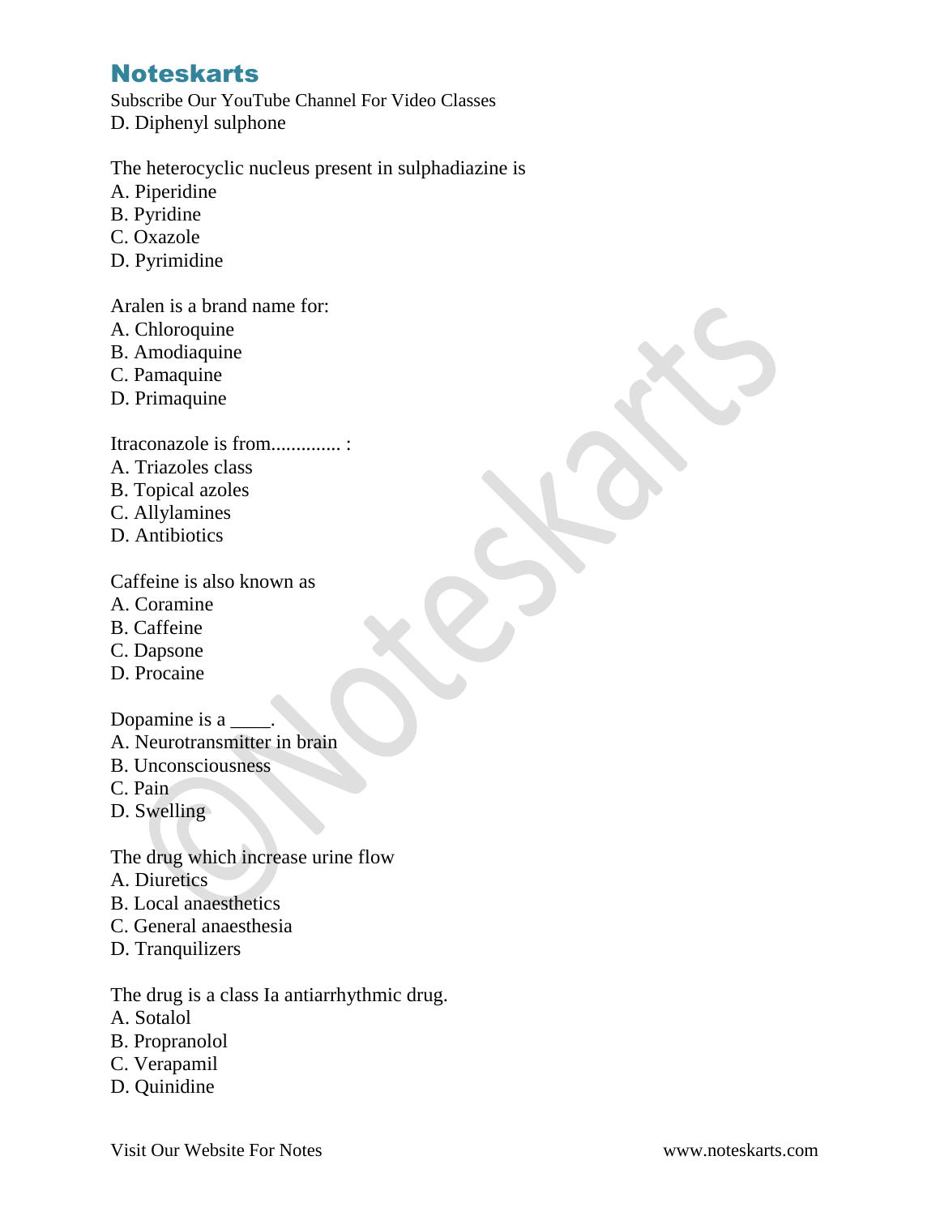D. Diphenyl sulphone

The heterocyclic nucleus present in sulphadiazine is
A. Piperidine
B. Pyridine
C. Oxazole
D. Pyrimidine

Aralen is a brand name for:
A. Chloroquine
B. Amodiaquine
C. Pamaquine
D. Primaquine

Itraconazole is from.............. :
A. Triazoles class
B. Topical azoles
C. Allylamines
D. Antibiotics

Caffeine is also known as
A. Coramine
B. Caffeine
C. Dapsone
D. Procaine

Dopamine is a ____.
A. Neurotransmitter in brain
B. Unconsciousness
C. Pain
D. Swelling

The drug which increase urine flow
A. Diuretics
B. Local anaesthetics
C. General anaesthesia
D. Tranquilizers

The drug is a class Ia antiarrhythmic drug.
A. Sotalol
B. Propranolol
C. Verapamil
D. Quinidine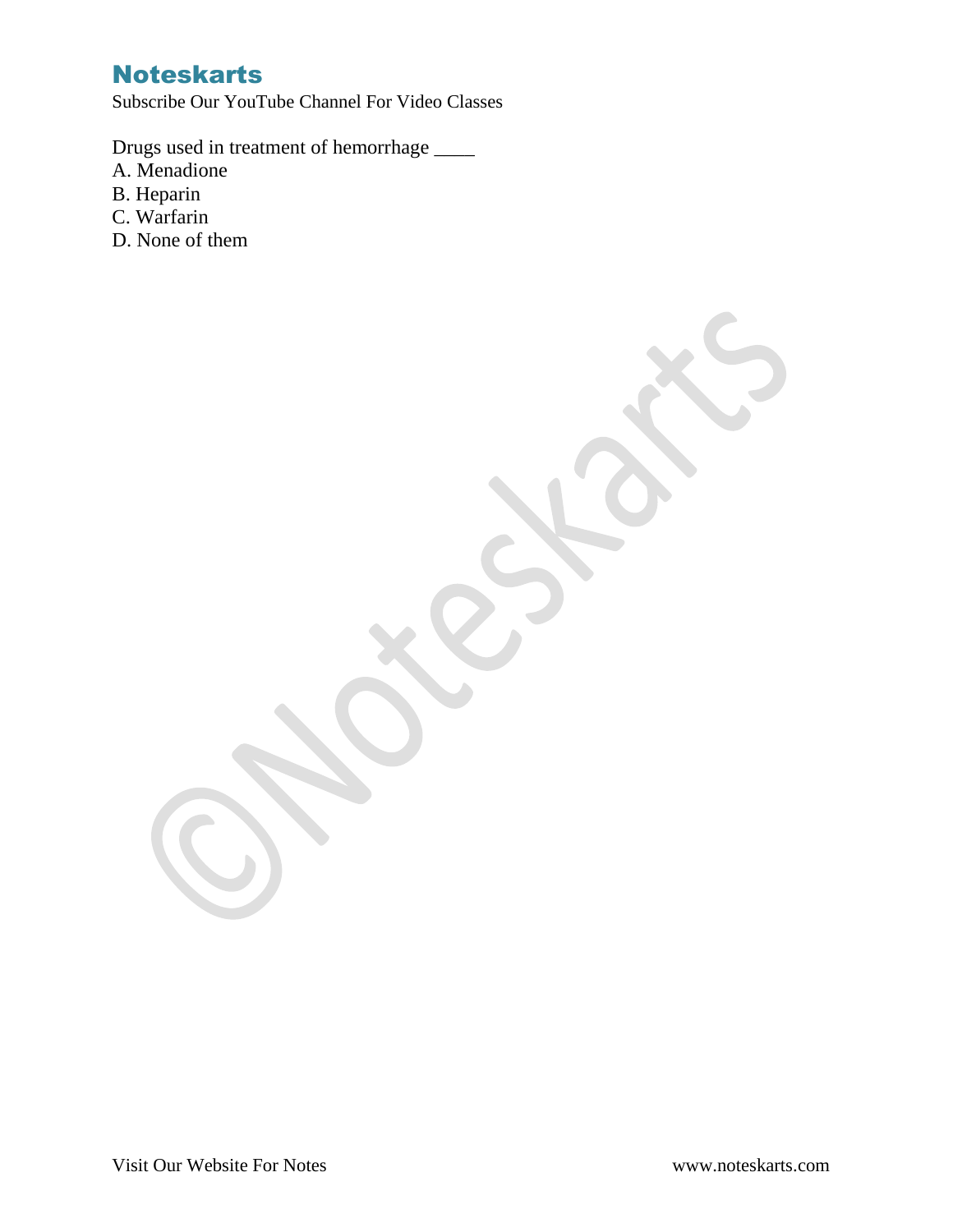Drugs used in treatment of hemorrhage ____
A. Menadione
B. Heparin
C. Warfarin
D. None of them